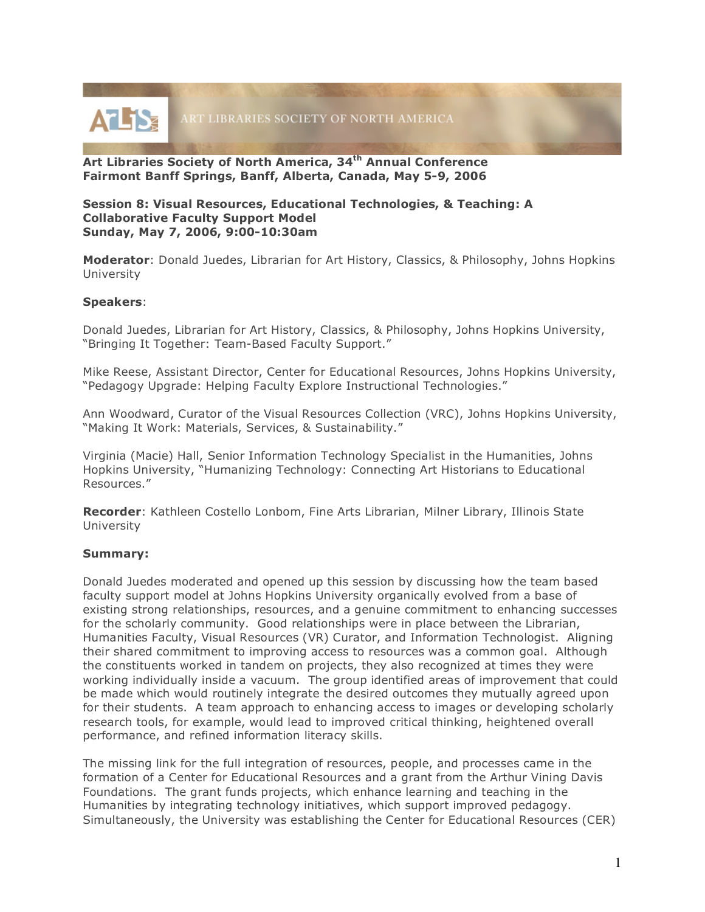ART LIBRARIES SOCIETY OF NORTH AMERICA

**Art Libraries Society of North America, 34th Annual Conference**
**Fairmont Banff Springs, Banff, Alberta, Canada, May 5-9, 2006**

**Session 8: Visual Resources, Educational Technologies, & Teaching: A Collaborative Faculty Support Model**
**Sunday, May 7, 2006, 9:00-10:30am**

**Moderator**: Donald Juedes, Librarian for Art History, Classics, & Philosophy, Johns Hopkins University

**Speakers**:

Donald Juedes, Librarian for Art History, Classics, & Philosophy, Johns Hopkins University, "Bringing It Together: Team-Based Faculty Support."

Mike Reese, Assistant Director, Center for Educational Resources, Johns Hopkins University, "Pedagogy Upgrade: Helping Faculty Explore Instructional Technologies."

Ann Woodward, Curator of the Visual Resources Collection (VRC), Johns Hopkins University, "Making It Work: Materials, Services, & Sustainability."

Virginia (Macie) Hall, Senior Information Technology Specialist in the Humanities, Johns Hopkins University, "Humanizing Technology: Connecting Art Historians to Educational Resources."

**Recorder**: Kathleen Costello Lonbom, Fine Arts Librarian, Milner Library, Illinois State University

**Summary:**

Donald Juedes moderated and opened up this session by discussing how the team based faculty support model at Johns Hopkins University organically evolved from a base of existing strong relationships, resources, and a genuine commitment to enhancing successes for the scholarly community. Good relationships were in place between the Librarian, Humanities Faculty, Visual Resources (VR) Curator, and Information Technologist. Aligning their shared commitment to improving access to resources was a common goal. Although the constituents worked in tandem on projects, they also recognized at times they were working individually inside a vacuum. The group identified areas of improvement that could be made which would routinely integrate the desired outcomes they mutually agreed upon for their students. A team approach to enhancing access to images or developing scholarly research tools, for example, would lead to improved critical thinking, heightened overall performance, and refined information literacy skills.

The missing link for the full integration of resources, people, and processes came in the formation of a Center for Educational Resources and a grant from the Arthur Vining Davis Foundations. The grant funds projects, which enhance learning and teaching in the Humanities by integrating technology initiatives, which support improved pedagogy. Simultaneously, the University was establishing the Center for Educational Resources (CER)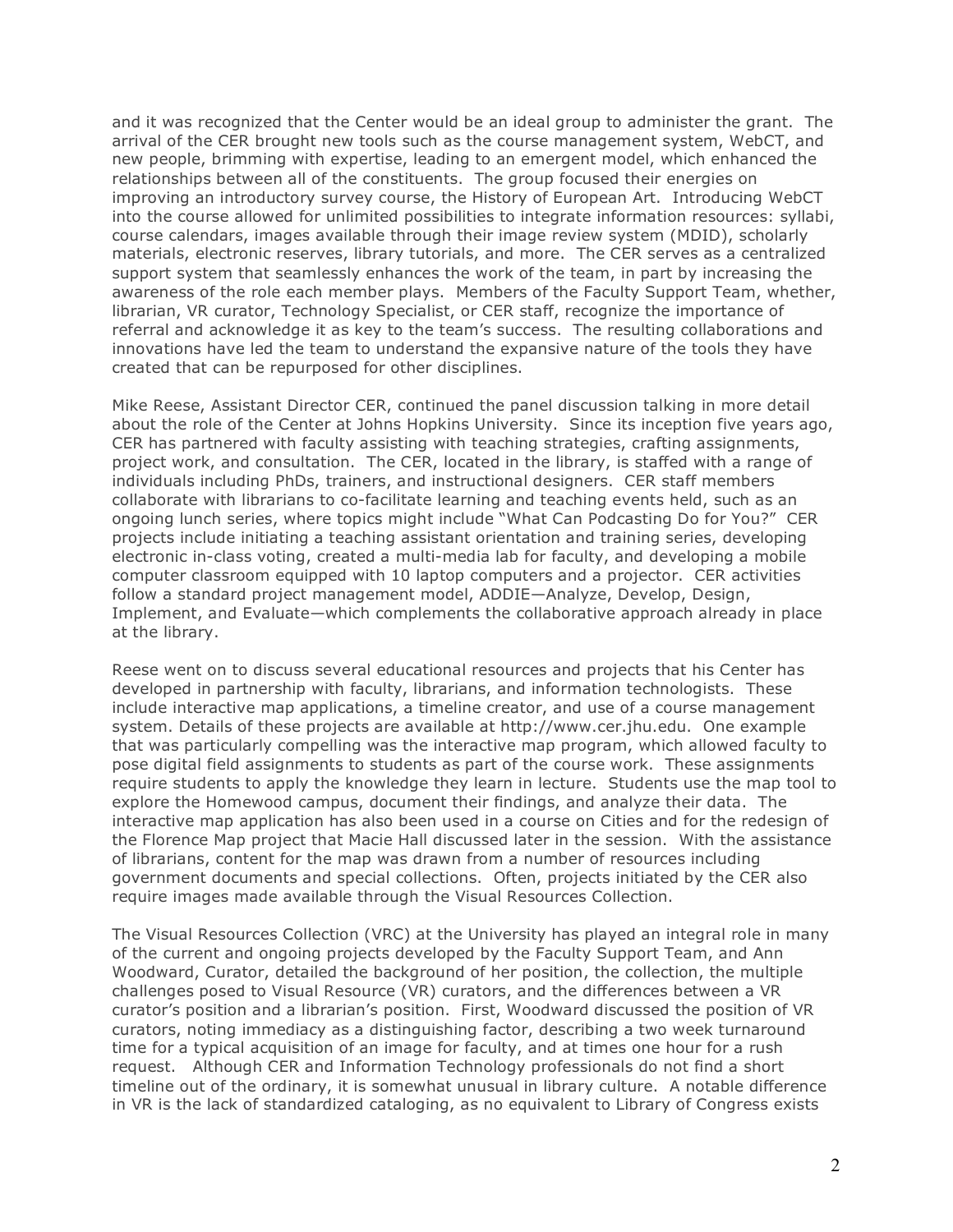and it was recognized that the Center would be an ideal group to administer the grant. The arrival of the CER brought new tools such as the course management system, WebCT, and new people, brimming with expertise, leading to an emergent model, which enhanced the relationships between all of the constituents. The group focused their energies on improving an introductory survey course, the History of European Art. Introducing WebCT into the course allowed for unlimited possibilities to integrate information resources: syllabi, course calendars, images available through their image review system (MDID), scholarly materials, electronic reserves, library tutorials, and more. The CER serves as a centralized support system that seamlessly enhances the work of the team, in part by increasing the awareness of the role each member plays. Members of the Faculty Support Team, whether, librarian, VR curator, Technology Specialist, or CER staff, recognize the importance of referral and acknowledge it as key to the team's success. The resulting collaborations and innovations have led the team to understand the expansive nature of the tools they have created that can be repurposed for other disciplines.

Mike Reese, Assistant Director CER, continued the panel discussion talking in more detail about the role of the Center at Johns Hopkins University. Since its inception five years ago, CER has partnered with faculty assisting with teaching strategies, crafting assignments, project work, and consultation. The CER, located in the library, is staffed with a range of individuals including PhDs, trainers, and instructional designers. CER staff members collaborate with librarians to co-facilitate learning and teaching events held, such as an ongoing lunch series, where topics might include "What Can Podcasting Do for You?" CER projects include initiating a teaching assistant orientation and training series, developing electronic in-class voting, created a multi-media lab for faculty, and developing a mobile computer classroom equipped with 10 laptop computers and a projector. CER activities follow a standard project management model, ADDIE—Analyze, Develop, Design, Implement, and Evaluate—which complements the collaborative approach already in place at the library.

Reese went on to discuss several educational resources and projects that his Center has developed in partnership with faculty, librarians, and information technologists. These include interactive map applications, a timeline creator, and use of a course management system. Details of these projects are available at http://www.cer.jhu.edu. One example that was particularly compelling was the interactive map program, which allowed faculty to pose digital field assignments to students as part of the course work. These assignments require students to apply the knowledge they learn in lecture. Students use the map tool to explore the Homewood campus, document their findings, and analyze their data. The interactive map application has also been used in a course on Cities and for the redesign of the Florence Map project that Macie Hall discussed later in the session. With the assistance of librarians, content for the map was drawn from a number of resources including government documents and special collections. Often, projects initiated by the CER also require images made available through the Visual Resources Collection.

The Visual Resources Collection (VRC) at the University has played an integral role in many of the current and ongoing projects developed by the Faculty Support Team, and Ann Woodward, Curator, detailed the background of her position, the collection, the multiple challenges posed to Visual Resource (VR) curators, and the differences between a VR curator's position and a librarian's position. First, Woodward discussed the position of VR curators, noting immediacy as a distinguishing factor, describing a two week turnaround time for a typical acquisition of an image for faculty, and at times one hour for a rush request. Although CER and Information Technology professionals do not find a short timeline out of the ordinary, it is somewhat unusual in library culture. A notable difference in VR is the lack of standardized cataloging, as no equivalent to Library of Congress exists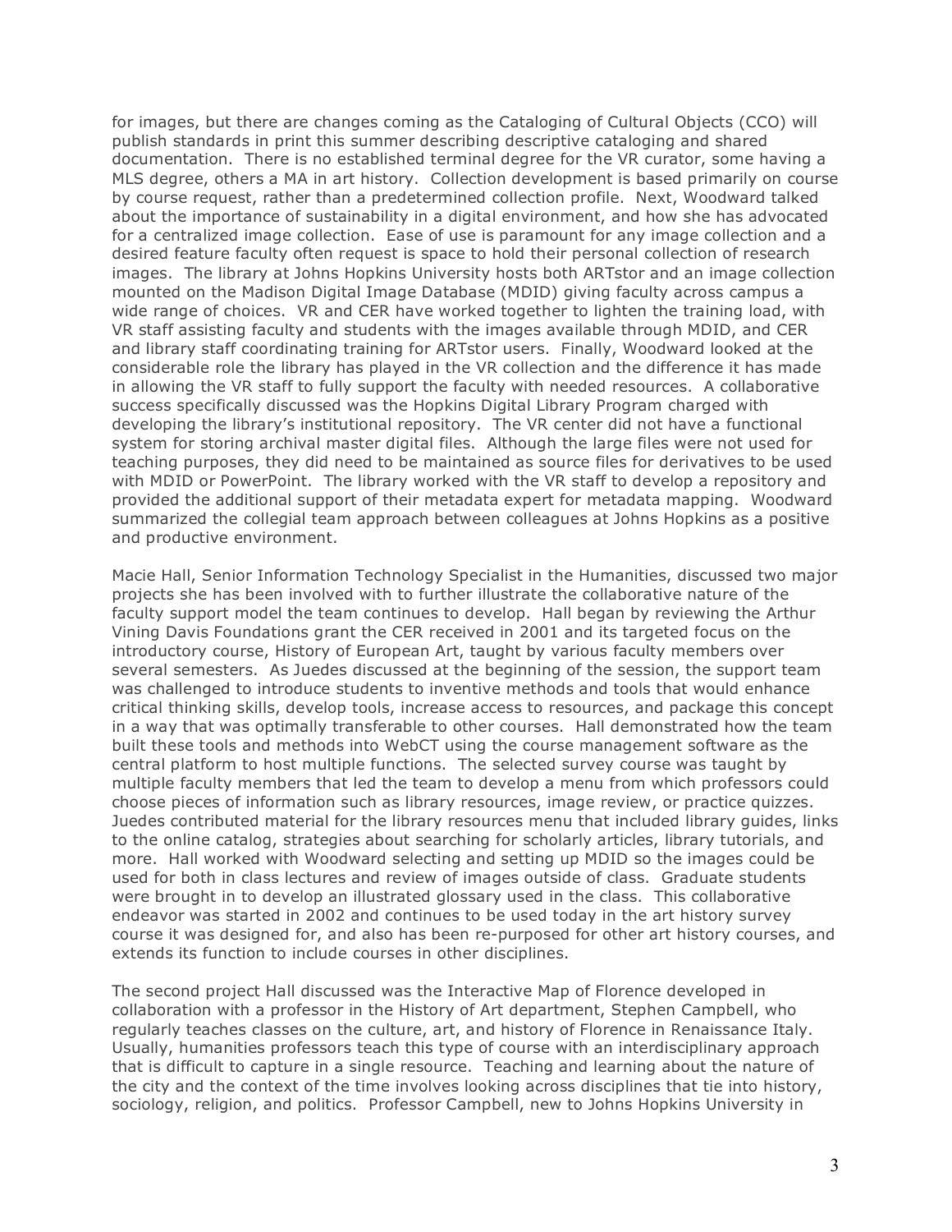for images, but there are changes coming as the Cataloging of Cultural Objects (CCO) will publish standards in print this summer describing descriptive cataloging and shared documentation. There is no established terminal degree for the VR curator, some having a MLS degree, others a MA in art history. Collection development is based primarily on course by course request, rather than a predetermined collection profile. Next, Woodward talked about the importance of sustainability in a digital environment, and how she has advocated for a centralized image collection. Ease of use is paramount for any image collection and a desired feature faculty often request is space to hold their personal collection of research images. The library at Johns Hopkins University hosts both ARTstor and an image collection mounted on the Madison Digital Image Database (MDID) giving faculty across campus a wide range of choices. VR and CER have worked together to lighten the training load, with VR staff assisting faculty and students with the images available through MDID, and CER and library staff coordinating training for ARTstor users. Finally, Woodward looked at the considerable role the library has played in the VR collection and the difference it has made in allowing the VR staff to fully support the faculty with needed resources. A collaborative success specifically discussed was the Hopkins Digital Library Program charged with developing the library's institutional repository. The VR center did not have a functional system for storing archival master digital files. Although the large files were not used for teaching purposes, they did need to be maintained as source files for derivatives to be used with MDID or PowerPoint. The library worked with the VR staff to develop a repository and provided the additional support of their metadata expert for metadata mapping. Woodward summarized the collegial team approach between colleagues at Johns Hopkins as a positive and productive environment.

Macie Hall, Senior Information Technology Specialist in the Humanities, discussed two major projects she has been involved with to further illustrate the collaborative nature of the faculty support model the team continues to develop. Hall began by reviewing the Arthur Vining Davis Foundations grant the CER received in 2001 and its targeted focus on the introductory course, History of European Art, taught by various faculty members over several semesters. As Juedes discussed at the beginning of the session, the support team was challenged to introduce students to inventive methods and tools that would enhance critical thinking skills, develop tools, increase access to resources, and package this concept in a way that was optimally transferable to other courses. Hall demonstrated how the team built these tools and methods into WebCT using the course management software as the central platform to host multiple functions. The selected survey course was taught by multiple faculty members that led the team to develop a menu from which professors could choose pieces of information such as library resources, image review, or practice quizzes. Juedes contributed material for the library resources menu that included library guides, links to the online catalog, strategies about searching for scholarly articles, library tutorials, and more. Hall worked with Woodward selecting and setting up MDID so the images could be used for both in class lectures and review of images outside of class. Graduate students were brought in to develop an illustrated glossary used in the class. This collaborative endeavor was started in 2002 and continues to be used today in the art history survey course it was designed for, and also has been re-purposed for other art history courses, and extends its function to include courses in other disciplines.

The second project Hall discussed was the Interactive Map of Florence developed in collaboration with a professor in the History of Art department, Stephen Campbell, who regularly teaches classes on the culture, art, and history of Florence in Renaissance Italy. Usually, humanities professors teach this type of course with an interdisciplinary approach that is difficult to capture in a single resource. Teaching and learning about the nature of the city and the context of the time involves looking across disciplines that tie into history, sociology, religion, and politics. Professor Campbell, new to Johns Hopkins University in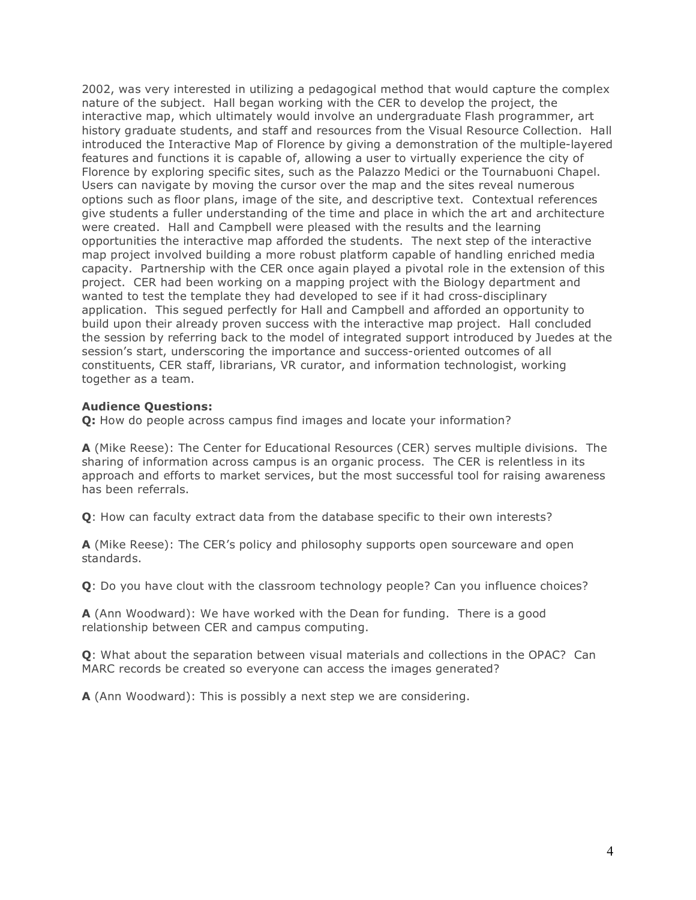2002, was very interested in utilizing a pedagogical method that would capture the complex nature of the subject. Hall began working with the CER to develop the project, the interactive map, which ultimately would involve an undergraduate Flash programmer, art history graduate students, and staff and resources from the Visual Resource Collection. Hall introduced the Interactive Map of Florence by giving a demonstration of the multiple-layered features and functions it is capable of, allowing a user to virtually experience the city of Florence by exploring specific sites, such as the Palazzo Medici or the Tournabuoni Chapel. Users can navigate by moving the cursor over the map and the sites reveal numerous options such as floor plans, image of the site, and descriptive text. Contextual references give students a fuller understanding of the time and place in which the art and architecture were created. Hall and Campbell were pleased with the results and the learning opportunities the interactive map afforded the students. The next step of the interactive map project involved building a more robust platform capable of handling enriched media capacity. Partnership with the CER once again played a pivotal role in the extension of this project. CER had been working on a mapping project with the Biology department and wanted to test the template they had developed to see if it had cross-disciplinary application. This segued perfectly for Hall and Campbell and afforded an opportunity to build upon their already proven success with the interactive map project. Hall concluded the session by referring back to the model of integrated support introduced by Juedes at the session's start, underscoring the importance and success-oriented outcomes of all constituents, CER staff, librarians, VR curator, and information technologist, working together as a team.

**Audience Questions:**

**Q:** How do people across campus find images and locate your information?

**A** (Mike Reese): The Center for Educational Resources (CER) serves multiple divisions. The sharing of information across campus is an organic process. The CER is relentless in its approach and efforts to market services, but the most successful tool for raising awareness has been referrals.

**Q**: How can faculty extract data from the database specific to their own interests?

**A** (Mike Reese): The CER's policy and philosophy supports open sourceware and open standards.

**Q**: Do you have clout with the classroom technology people? Can you influence choices?

**A** (Ann Woodward): We have worked with the Dean for funding. There is a good relationship between CER and campus computing.

**Q**: What about the separation between visual materials and collections in the OPAC? Can MARC records be created so everyone can access the images generated?

**A** (Ann Woodward): This is possibly a next step we are considering.